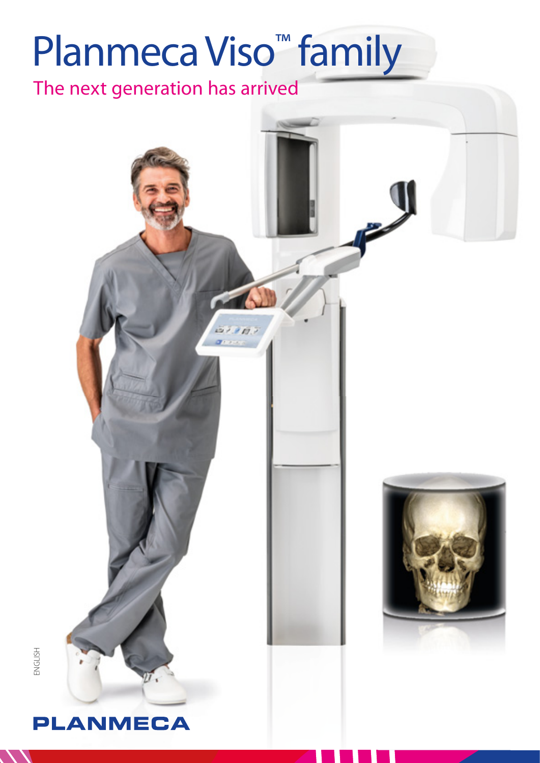# Planmeca Viso™ family

## The next generation has arrived

ENGLISH

PLANMECA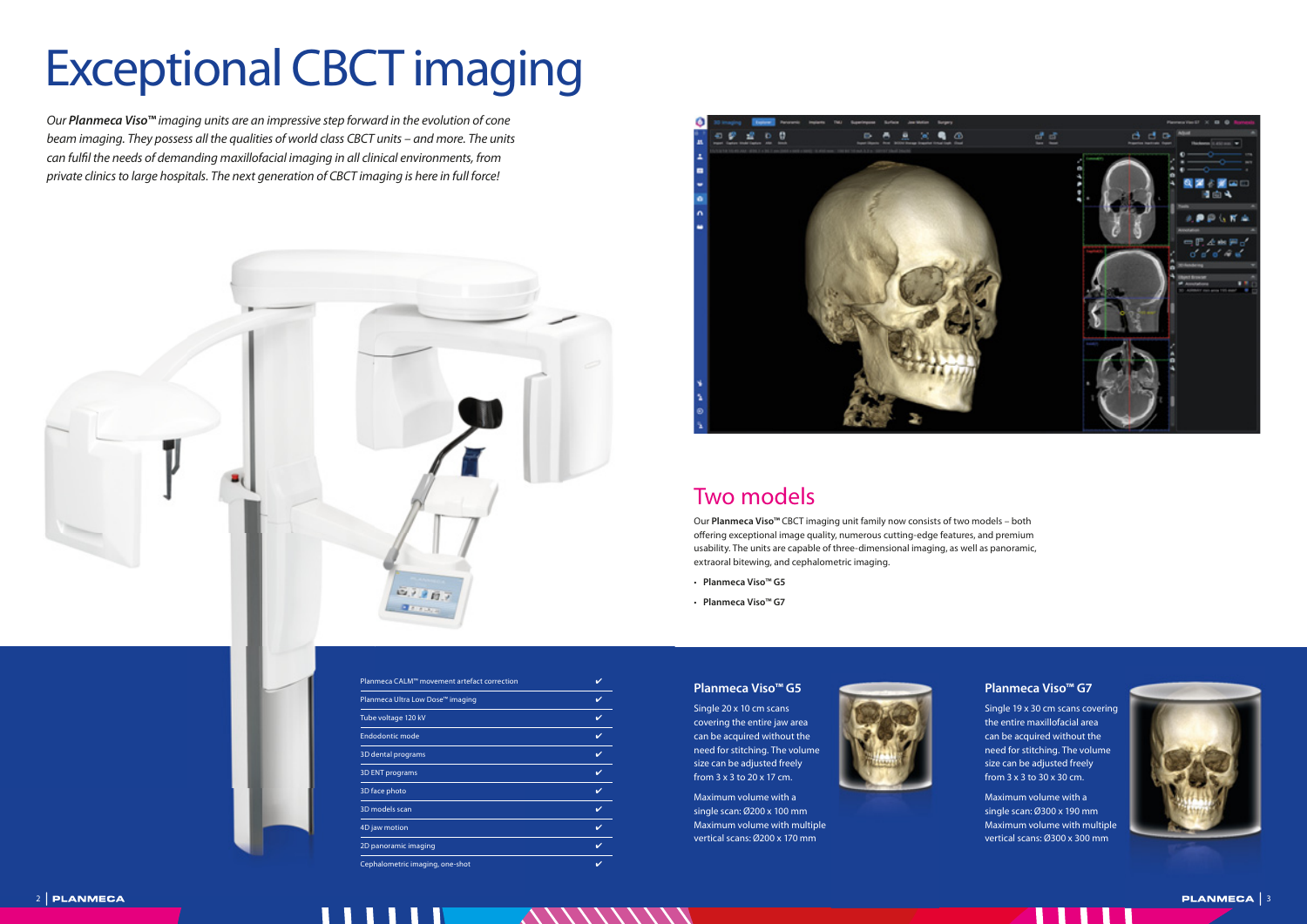# Exceptional CBCT imaging

*Our **Planmeca Viso™** imaging units are an impressive step forward in the evolution of cone beam imaging. They possess all the qualities of world class CBCT units – and more. The units can fulfil the needs of demanding maxillofacial imaging in all clinical environments, from private clinics to large hospitals. The next generation of CBCT imaging is here in full force!*

## Two models

Our **Planmeca Viso™** CBCT imaging unit family now consists of two models – both offering exceptional image quality, numerous cutting-edge features, and premium usability. The units are capable of three-dimensional imaging, as well as panoramic, extraoral bitewing, and cephalometric imaging.

- **Planmeca Viso™ G5**
- **Planmeca Viso™ G7**

| Feature | |
|---|---|
| Planmeca CALM™ movement artefact correction | ✔ |
| Planmeca Ultra Low Dose™ imaging | ✔ |
| Tube voltage 120 kV | ✔ |
| Endodontic mode | ✔ |
| 3D dental programs | ✔ |
| 3D ENT programs | ✔ |
| 3D face photo | ✔ |
| 3D models scan | ✔ |
| 4D jaw motion | ✔ |
| 2D panoramic imaging | ✔ |
| Cephalometric imaging, one-shot | ✔ |

### Planmeca Viso™ G5

Single 20 x 10 cm scans covering the entire jaw area can be acquired without the need for stitching. The volume size can be adjusted freely from 3 x 3 to 20 x 17 cm.

Maximum volume with a single scan: Ø200 x 100 mm
Maximum volume with multiple vertical scans: Ø200 x 170 mm

### Planmeca Viso™ G7

Single 19 x 30 cm scans covering the entire maxillofacial area can be acquired without the need for stitching. The volume size can be adjusted freely from 3 x 3 to 30 x 30 cm.

Maximum volume with a single scan: Ø300 x 190 mm
Maximum volume with multiple vertical scans: Ø300 x 300 mm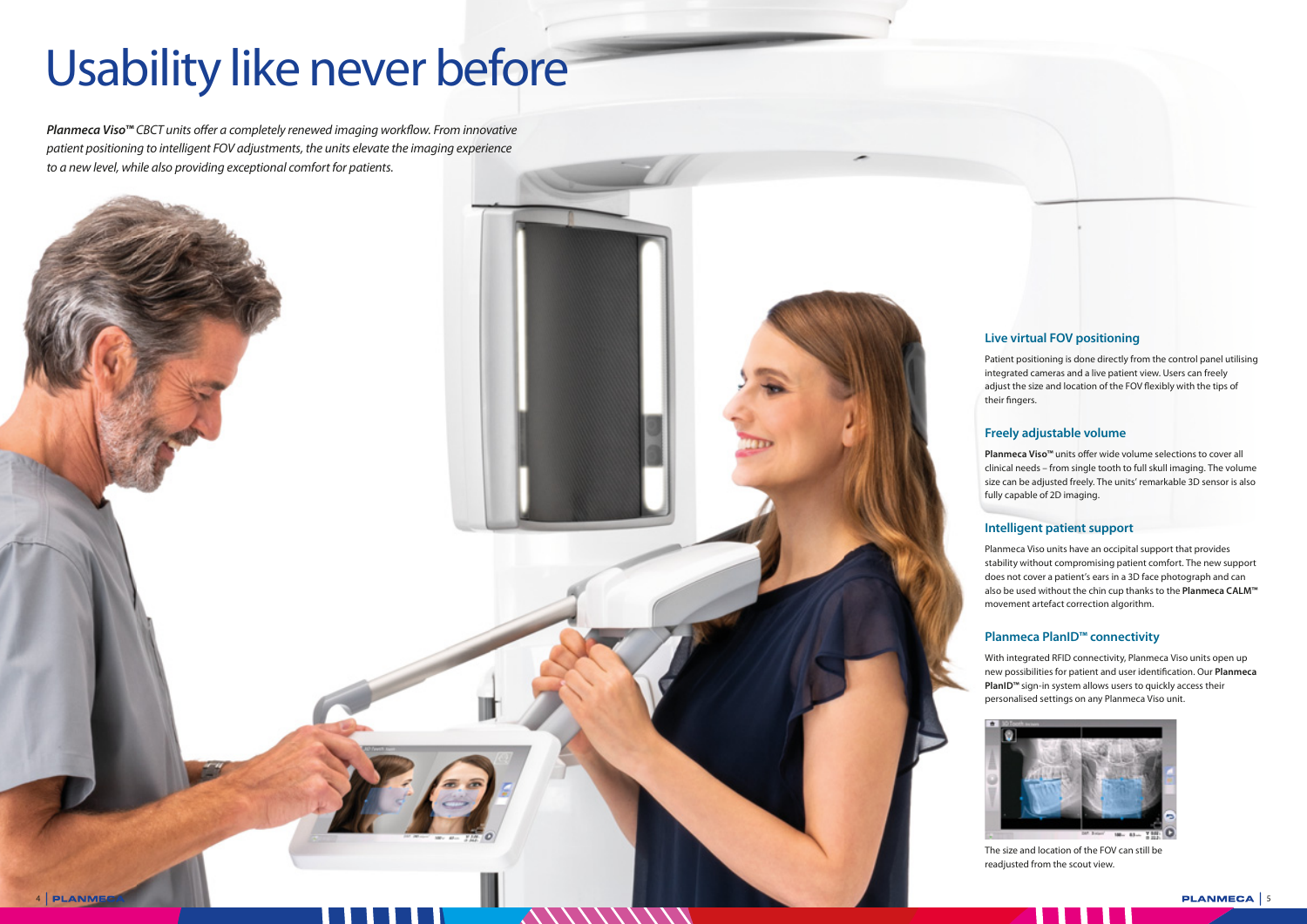# Usability like never before

***Planmeca Viso™*** *CBCT units offer a completely renewed imaging workflow. From innovative patient positioning to intelligent FOV adjustments, the units elevate the imaging experience to a new level, while also providing exceptional comfort for patients.*

### Live virtual FOV positioning

Patient positioning is done directly from the control panel utilising integrated cameras and a live patient view. Users can freely adjust the size and location of the FOV flexibly with the tips of their fingers.

### Freely adjustable volume

**Planmeca Viso™** units offer wide volume selections to cover all clinical needs – from single tooth to full skull imaging. The volume size can be adjusted freely. The units' remarkable 3D sensor is also fully capable of 2D imaging.

### Intelligent patient support

Planmeca Viso units have an occipital support that provides stability without compromising patient comfort. The new support does not cover a patient's ears in a 3D face photograph and can also be used without the chin cup thanks to the **Planmeca CALM™** movement artefact correction algorithm.

### Planmeca PlanID™ connectivity

With integrated RFID connectivity, Planmeca Viso units open up new possibilities for patient and user identification. Our **Planmeca PlanID™** sign-in system allows users to quickly access their personalised settings on any Planmeca Viso unit.

The size and location of the FOV can still be readjusted from the scout view.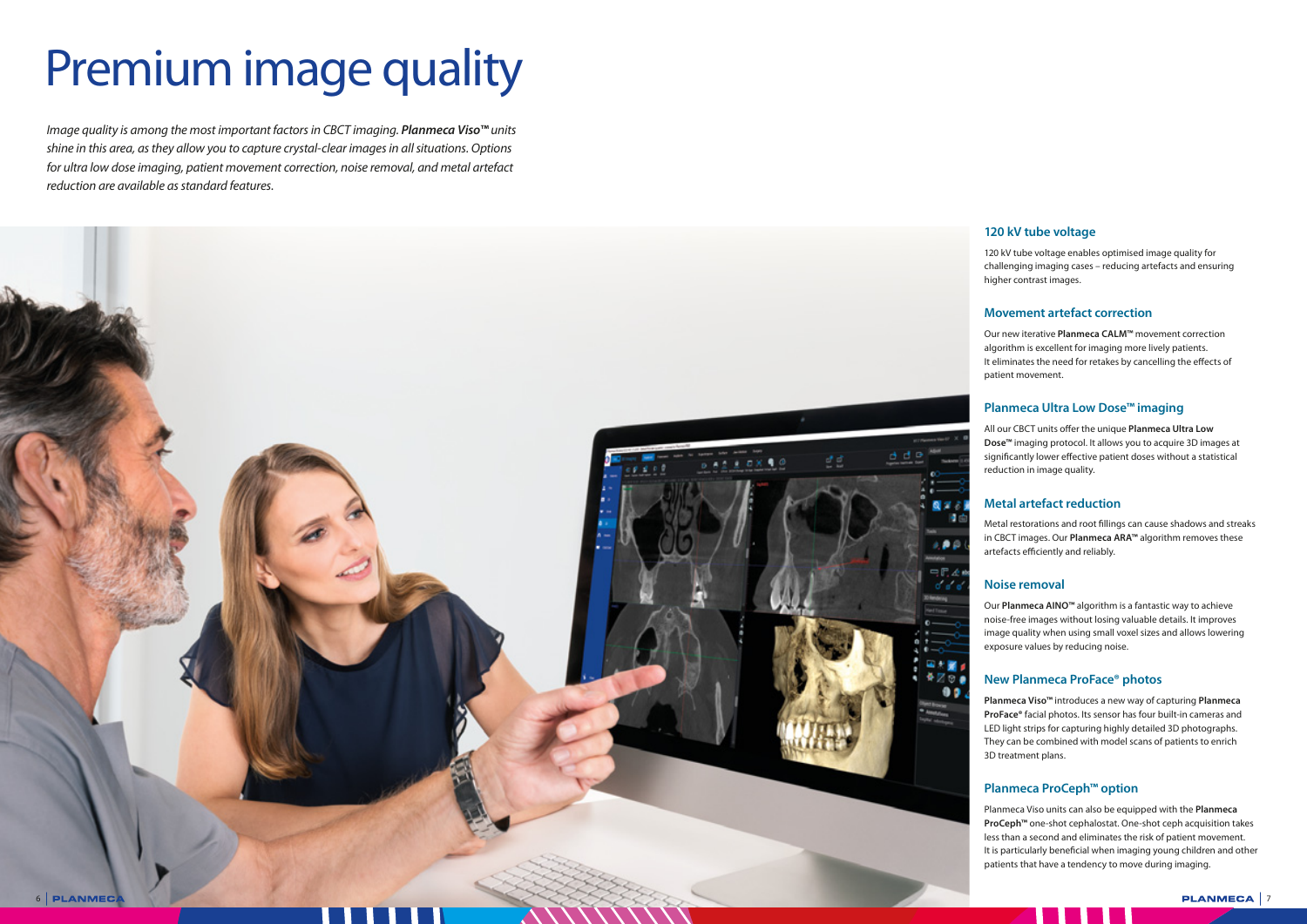# Premium image quality

*Image quality is among the most important factors in CBCT imaging. **Planmeca Viso™** units shine in this area, as they allow you to capture crystal-clear images in all situations. Options for ultra low dose imaging, patient movement correction, noise removal, and metal artefact reduction are available as standard features.*

### 120 kV tube voltage

120 kV tube voltage enables optimised image quality for challenging imaging cases – reducing artefacts and ensuring higher contrast images.

### Movement artefact correction

Our new iterative **Planmeca CALM™** movement correction algorithm is excellent for imaging more lively patients. It eliminates the need for retakes by cancelling the effects of patient movement.

### Planmeca Ultra Low Dose™ imaging

All our CBCT units offer the unique **Planmeca Ultra Low Dose™** imaging protocol. It allows you to acquire 3D images at significantly lower effective patient doses without a statistical reduction in image quality.

### Metal artefact reduction

Metal restorations and root fillings can cause shadows and streaks in CBCT images. Our **Planmeca ARA™** algorithm removes these artefacts efficiently and reliably.

### Noise removal

Our **Planmeca AINO™** algorithm is a fantastic way to achieve noise-free images without losing valuable details. It improves image quality when using small voxel sizes and allows lowering exposure values by reducing noise.

### New Planmeca ProFace® photos

**Planmeca Viso™** introduces a new way of capturing **Planmeca ProFace®** facial photos. Its sensor has four built-in cameras and LED light strips for capturing highly detailed 3D photographs. They can be combined with model scans of patients to enrich 3D treatment plans.

### Planmeca ProCeph™ option

Planmeca Viso units can also be equipped with the **Planmeca ProCeph™** one-shot cephalostat. One-shot ceph acquisition takes less than a second and eliminates the risk of patient movement. It is particularly beneficial when imaging young children and other patients that have a tendency to move during imaging.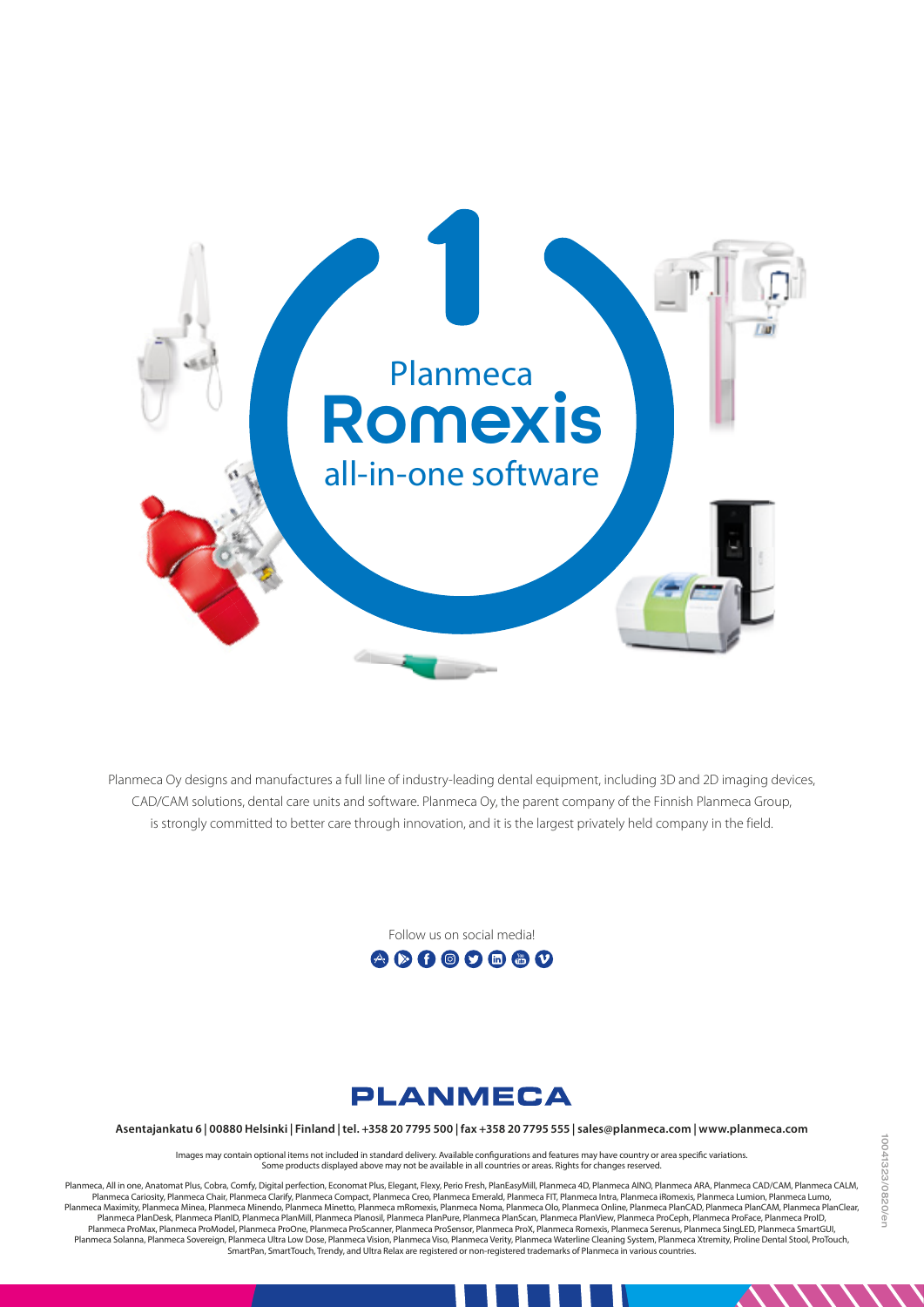Planmeca

# Romexis

all-in-one software

Planmeca Oy designs and manufactures a full line of industry-leading dental equipment, including 3D and 2D imaging devices, CAD/CAM solutions, dental care units and software. Planmeca Oy, the parent company of the Finnish Planmeca Group, is strongly committed to better care through innovation, and it is the largest privately held company in the field.

Follow us on social media!

**PLANMECA**

**Asentajankatu 6 | 00880 Helsinki | Finland | tel. +358 20 7795 500 | fax +358 20 7795 555 | sales@planmeca.com | www.planmeca.com**

Images may contain optional items not included in standard delivery. Available configurations and features may have country or area specific variations. Some products displayed above may not be available in all countries or areas. Rights for changes reserved.

Planmeca, All in one, Anatomat Plus, Cobra, Comfy, Digital perfection, Economat Plus, Elegant, Flexy, Perio Fresh, PlanEasyMill, Planmeca 4D, Planmeca AINO, Planmeca ARA, Planmeca CAD/CAM, Planmeca CALM, Planmeca Cariosity, Planmeca Chair, Planmeca Clarify, Planmeca Compact, Planmeca Creo, Planmeca Emerald, Planmeca FIT, Planmeca Intra, Planmeca iRomexis, Planmeca Lumion, Planmeca Lumo, Planmeca Maximity, Planmeca Minea, Planmeca Minendo, Planmeca Minetto, Planmeca mRomexis, Planmeca Noma, Planmeca Olo, Planmeca Online, Planmeca PlanCAD, Planmeca PlanCAM, Planmeca PlanClear, Planmeca PlanDesk, Planmeca PlanID, Planmeca PlanMill, Planmeca Planosil, Planmeca PlanPure, Planmeca PlanScan, Planmeca PlanView, Planmeca ProCeph, Planmeca ProFace, Planmeca ProID, Planmeca ProMax, Planmeca ProModel, Planmeca ProOne, Planmeca ProScanner, Planmeca ProSensor, Planmeca ProX, Planmeca Romexis, Planmeca Serenus, Planmeca SingLED, Planmeca SmartGUI, Planmeca Solanna, Planmeca Sovereign, Planmeca Ultra Low Dose, Planmeca Vision, Planmeca Viso, Planmeca Verity, Planmeca Waterline Cleaning System, Planmeca Xtremity, Proline Dental Stool, ProTouch, SmartPan, SmartTouch, Trendy, and Ultra Relax are registered or non-registered trademarks of Planmeca in various countries.

10041323/0820/en